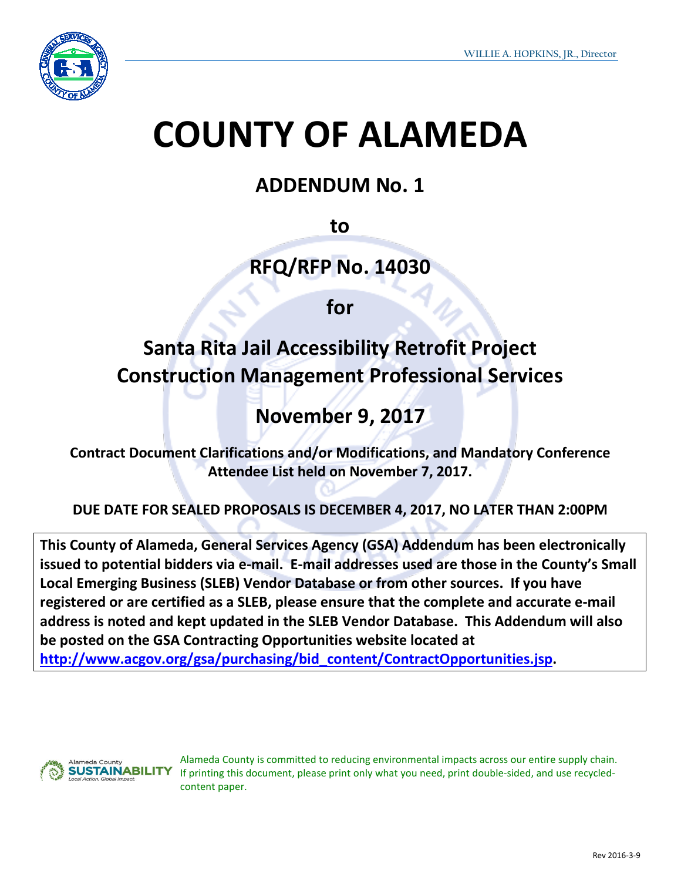WILLIE A. HOPKINS, JR., Director

# COUNTY OF ALAMEDA

## ADDENDUM No. 1

**to**

## RFQ/RFP No. 14030

**for**

## Santa Rita Jail Accessibility Retrofit Project Construction Management Professional Services

## November 9, 2017

**Contract Document Clarifications and/or Modifications, and Mandatory Conference Attendee List held on November 7, 2017.**

**DUE DATE FOR SEALED PROPOSALS IS DECEMBER 4, 2017, NO LATER THAN 2:00PM**

**This County of Alameda, General Services Agency (GSA) Addendum has been electronically issued to potential bidders via e-mail. E-mail addresses used are those in the County's Small Local Emerging Business (SLEB) Vendor Database or from other sources. If you have registered or are certified as a SLEB, please ensure that the complete and accurate e-mail address is noted and kept updated in the SLEB Vendor Database. This Addendum will also be posted on the GSA Contracting Opportunities website located at [http://www.acgov.org/gsa/purchasing/bid_content/ContractOpportunities.jsp](http://www.acgov.org/gsa/purchasing/bid_content/ContractOpportunities.jsp).**

Alameda County is committed to reducing environmental impacts across our entire supply chain. If printing this document, please print only what you need, print double-sided, and use recycled-content paper.

Rev 2016-3-9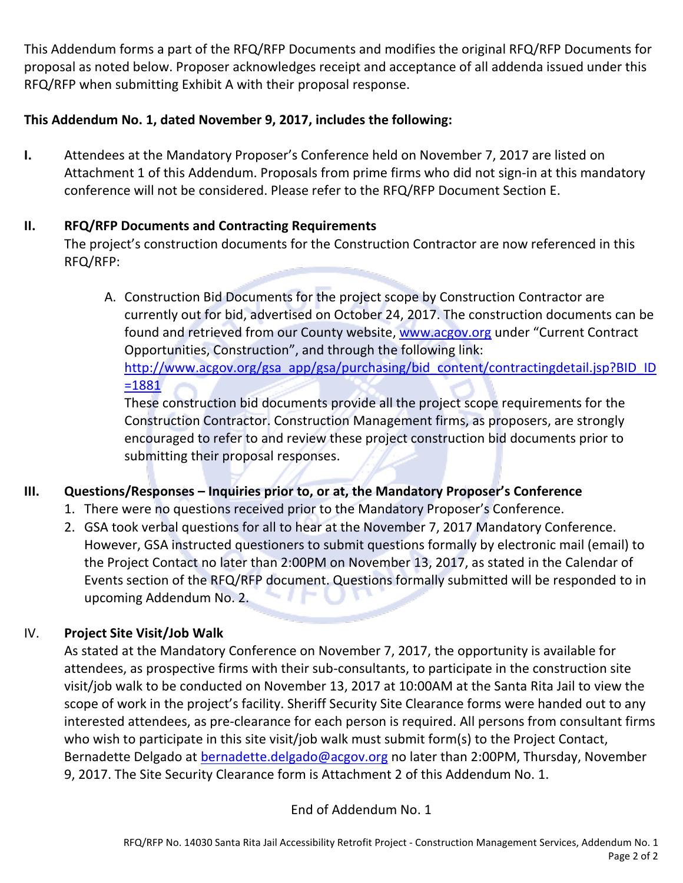This Addendum forms a part of the RFQ/RFP Documents and modifies the original RFQ/RFP Documents for proposal as noted below. Proposer acknowledges receipt and acceptance of all addenda issued under this RFQ/RFP when submitting Exhibit A with their proposal response.

**This Addendum No. 1, dated November 9, 2017, includes the following:**

**I.** Attendees at the Mandatory Proposer's Conference held on November 7, 2017 are listed on Attachment 1 of this Addendum. Proposals from prime firms who did not sign-in at this mandatory conference will not be considered. Please refer to the RFQ/RFP Document Section E.

**II. RFQ/RFP Documents and Contracting Requirements**

The project's construction documents for the Construction Contractor are now referenced in this RFQ/RFP:

A. Construction Bid Documents for the project scope by Construction Contractor are currently out for bid, advertised on October 24, 2017. The construction documents can be found and retrieved from our County website, www.acgov.org under "Current Contract Opportunities, Construction", and through the following link: http://www.acgov.org/gsa_app/gsa/purchasing/bid_content/contractingdetail.jsp?BID_ID=1881

These construction bid documents provide all the project scope requirements for the Construction Contractor. Construction Management firms, as proposers, are strongly encouraged to refer to and review these project construction bid documents prior to submitting their proposal responses.

**III. Questions/Responses – Inquiries prior to, or at, the Mandatory Proposer's Conference**

1. There were no questions received prior to the Mandatory Proposer's Conference.
2. GSA took verbal questions for all to hear at the November 7, 2017 Mandatory Conference. However, GSA instructed questioners to submit questions formally by electronic mail (email) to the Project Contact no later than 2:00PM on November 13, 2017, as stated in the Calendar of Events section of the RFQ/RFP document. Questions formally submitted will be responded to in upcoming Addendum No. 2.

IV. **Project Site Visit/Job Walk**

As stated at the Mandatory Conference on November 7, 2017, the opportunity is available for attendees, as prospective firms with their sub-consultants, to participate in the construction site visit/job walk to be conducted on November 13, 2017 at 10:00AM at the Santa Rita Jail to view the scope of work in the project's facility. Sheriff Security Site Clearance forms were handed out to any interested attendees, as pre-clearance for each person is required. All persons from consultant firms who wish to participate in this site visit/job walk must submit form(s) to the Project Contact, Bernadette Delgado at bernadette.delgado@acgov.org no later than 2:00PM, Thursday, November 9, 2017. The Site Security Clearance form is Attachment 2 of this Addendum No. 1.

End of Addendum No. 1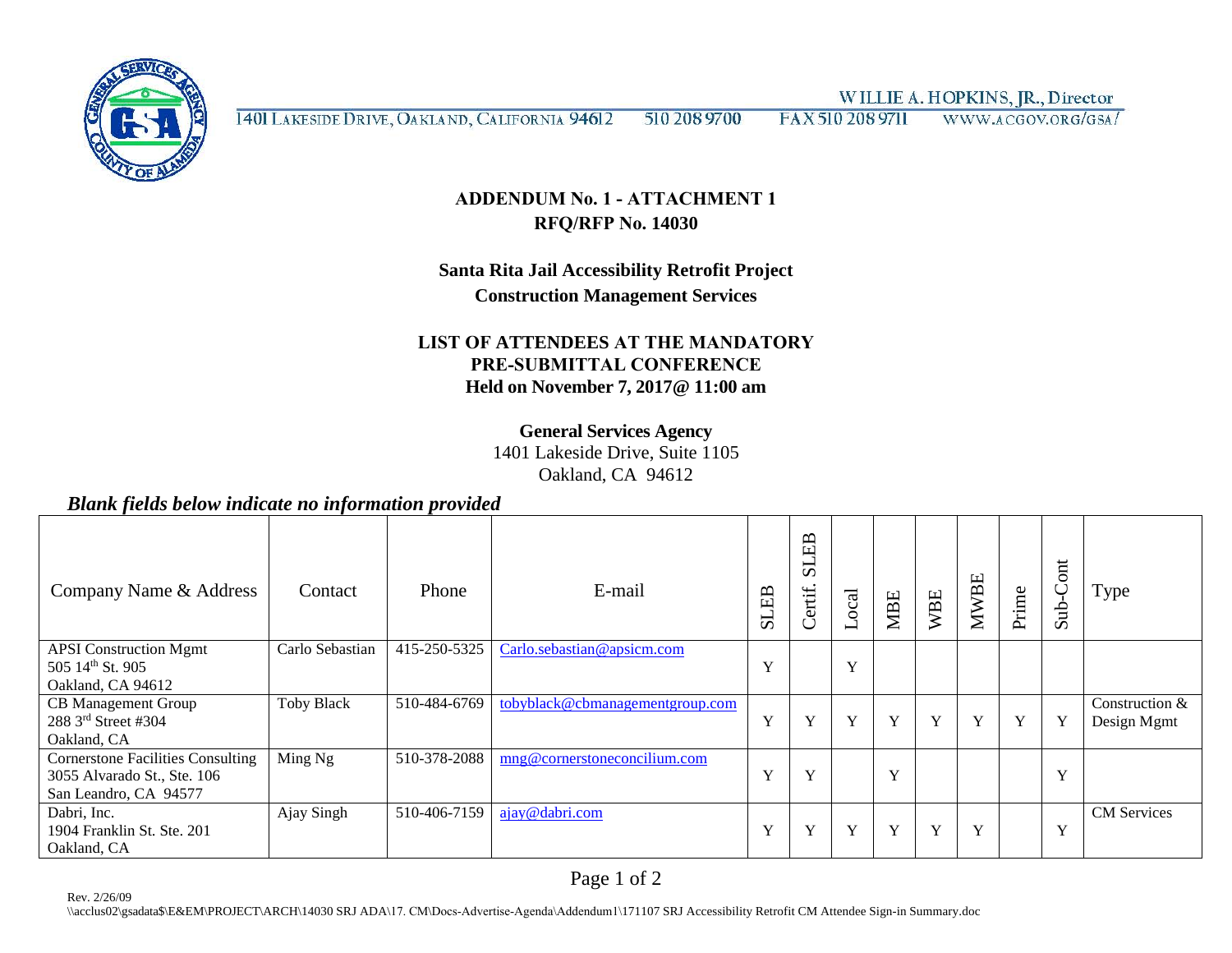WILLIE A. HOPKINS, JR., Director

1401 LAKESIDE DRIVE, OAKLAND, CALIFORNIA 94612 510 208 9700 FAX 510 208 9711 WWW.ACGOV.ORG/GSA/

## ADDENDUM No. 1 - ATTACHMENT 1
## RFQ/RFP No. 14030

## Santa Rita Jail Accessibility Retrofit Project
## Construction Management Services

## LIST OF ATTENDEES AT THE MANDATORY PRE-SUBMITTAL CONFERENCE
**Held on November 7, 2017@ 11:00 am**

**General Services Agency**
1401 Lakeside Drive, Suite 1105
Oakland, CA 94612

***Blank fields below indicate no information provided***

| Company Name & Address | Contact | Phone | E-mail | SLEB | Certif. SLEB | Local | MBE | WBE | MWBE | Prime | Sub-Cont | Type |
|---|---|---|---|---|---|---|---|---|---|---|---|---|
| APSI Construction Mgmt<br>505 14th St. 905<br>Oakland, CA 94612 | Carlo Sebastian | 415-250-5325 | Carlo.sebastian@apsicm.com | Y | | Y | | | | | | |
| CB Management Group<br>288 3rd Street #304<br>Oakland, CA | Toby Black | 510-484-6769 | tobyblack@cbmanagementgroup.com | Y | Y | Y | Y | Y | Y | Y | Y | Construction & Design Mgmt |
| Cornerstone Facilities Consulting<br>3055 Alvarado St., Ste. 106<br>San Leandro, CA 94577 | Ming Ng | 510-378-2088 | mng@cornerstoneconcilium.com | Y | Y | | Y | | | | Y | |
| Dabri, Inc.<br>1904 Franklin St. Ste. 201<br>Oakland, CA | Ajay Singh | 510-406-7159 | ajay@dabri.com | Y | Y | Y | Y | Y | Y | | Y | CM Services |

Rev. 2/26/09
\\acclus02\gsadata$\E&EM\PROJECT\ARCH\14030 SRJ ADA\17. CM\Docs-Advertise-Agenda\Addendum1\171107 SRJ Accessibility Retrofit CM Attendee Sign-in Summary.doc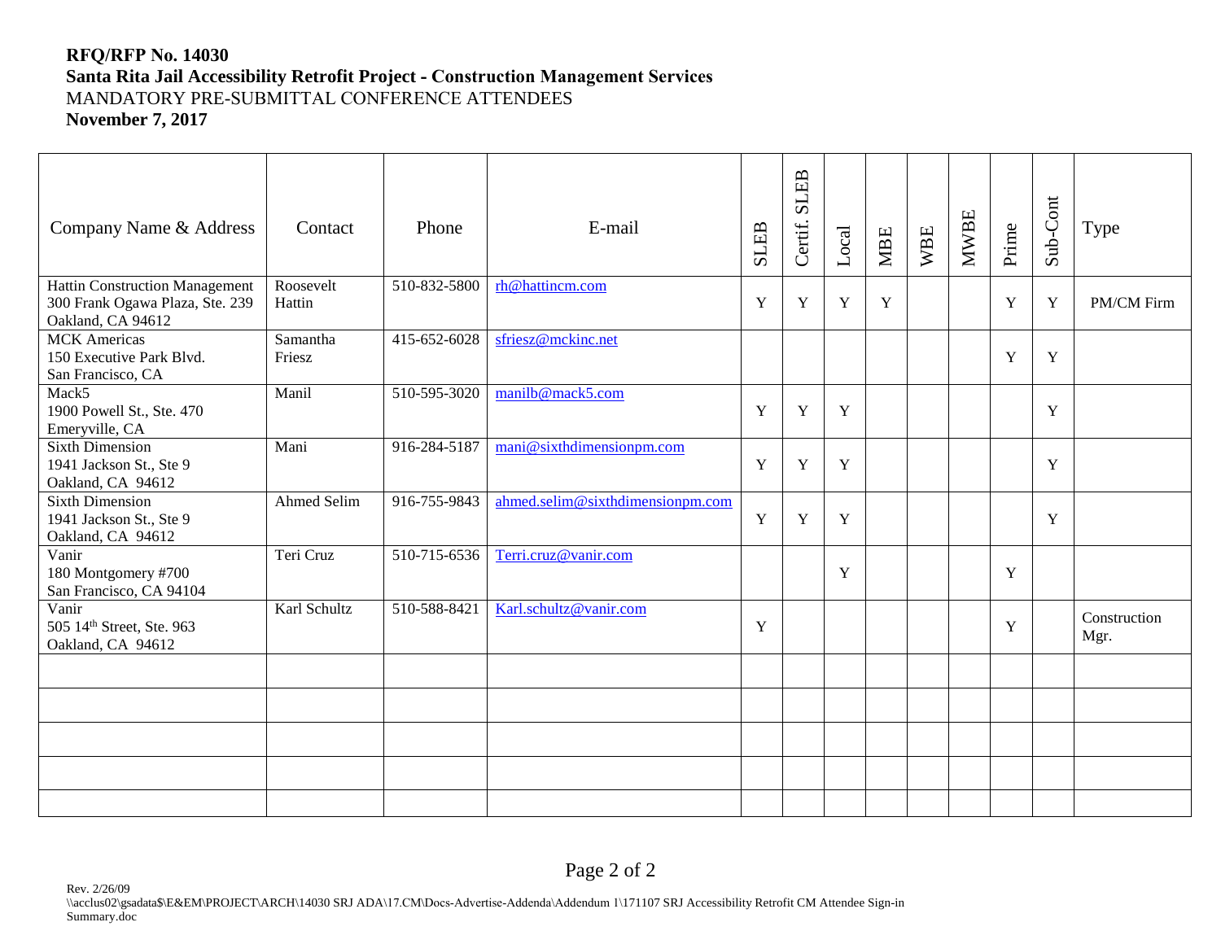**RFQ/RFP No. 14030**
**Santa Rita Jail Accessibility Retrofit Project - Construction Management Services**
MANDATORY PRE-SUBMITTAL CONFERENCE ATTENDEES
**November 7, 2017**

| Company Name & Address | Contact | Phone | E-mail | SLEB | Certif. SLEB | Local | MBE | WBE | MWBE | Prime | Sub-Cont | Type |
|---|---|---|---|---|---|---|---|---|---|---|---|---|
| Hattin Construction Management<br>300 Frank Ogawa Plaza, Ste. 239<br>Oakland, CA 94612 | Roosevelt Hattin | 510-832-5800 | rh@hattincm.com | Y | Y | Y | Y | | | Y | Y | PM/CM Firm |
| MCK Americas<br>150 Executive Park Blvd.<br>San Francisco, CA | Samantha Friesz | 415-652-6028 | sfriesz@mckinc.net | | | | | | | Y | Y | |
| Mack5<br>1900 Powell St., Ste. 470<br>Emeryville, CA | Manil | 510-595-3020 | manilb@mack5.com | Y | Y | Y | | | | | Y | |
| Sixth Dimension<br>1941 Jackson St., Ste 9<br>Oakland, CA 94612 | Mani | 916-284-5187 | mani@sixthdimensionpm.com | Y | Y | Y | | | | | Y | |
| Sixth Dimension<br>1941 Jackson St., Ste 9<br>Oakland, CA 94612 | Ahmed Selim | 916-755-9843 | ahmed.selim@sixthdimensionpm.com | Y | Y | Y | | | | | Y | |
| Vanir<br>180 Montgomery #700<br>San Francisco, CA 94104 | Teri Cruz | 510-715-6536 | Terri.cruz@vanir.com | | | Y | | | | Y | | |
| Vanir<br>505 14th Street, Ste. 963<br>Oakland, CA 94612 | Karl Schultz | 510-588-8421 | Karl.schultz@vanir.com | Y | | | | | | Y | | Construction Mgr. |
| | | | | | | | | | | | | |
| | | | | | | | | | | | | |
| | | | | | | | | | | | | |
| | | | | | | | | | | | | |
| | | | | | | | | | | | | |

Rev. 2/26/09
\\acclus02\gsadata$\E&EM\PROJECT\ARCH\14030 SRJ ADA\17.CM\Docs-Advertise-Addenda\Addendum 1\171107 SRJ Accessibility Retrofit CM Attendee Sign-in Summary.doc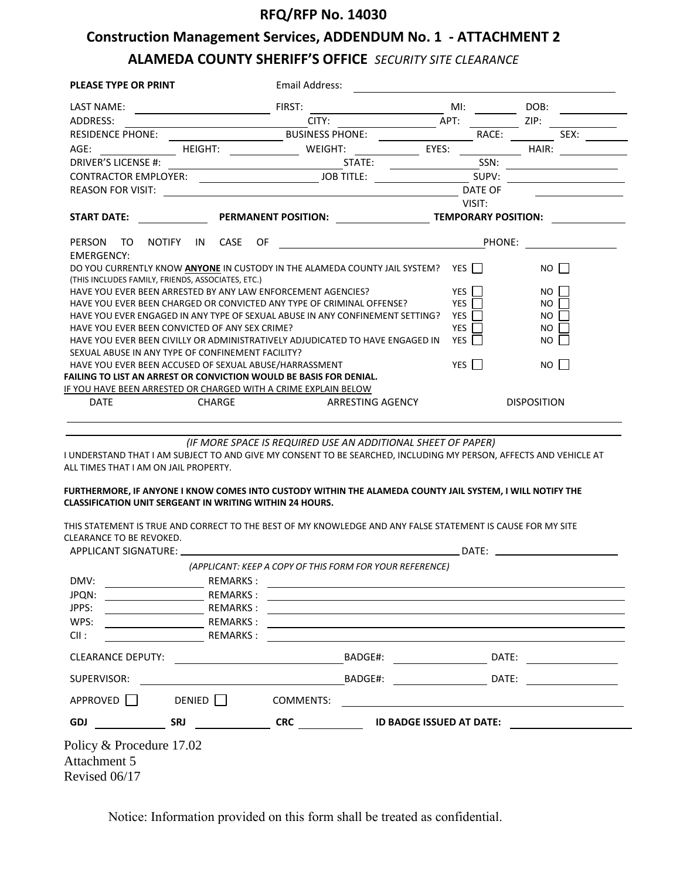# RFQ/RFP No. 14030

## Construction Management Services, ADDENDUM No. 1 - ATTACHMENT 2

## ALAMEDA COUNTY SHERIFF'S OFFICE *SECURITY SITE CLEARANCE*

**PLEASE TYPE OR PRINT** Email Address: ____________________

LAST NAME: ____________ FIRST: ____________ MI: ______ DOB: ______

ADDRESS: ____________ CITY: ____________ APT: ______ ZIP: ______

RESIDENCE PHONE: ____________ BUSINESS PHONE: ____________ RACE: ______ SEX: ______

AGE: ______ HEIGHT: ______ WEIGHT: ______ EYES: ______ HAIR: ______

DRIVER'S LICENSE #: ____________ STATE: ______ SSN: ______

CONTRACTOR EMPLOYER: ____________ JOB TITLE: ____________ SUPV: ______

REASON FOR VISIT: ____________ DATE OF VISIT: ______

**START DATE:** ______ **PERMANENT POSITION:** ______ **TEMPORARY POSITION:** ______

PERSON TO NOTIFY IN CASE OF EMERGENCY: ____________ PHONE: ______

| | | |
|---|---|---|
| DO YOU CURRENTLY KNOW **ANYONE** IN CUSTODY IN THE ALAMEDA COUNTY JAIL SYSTEM? (THIS INCLUDES FAMILY, FRIENDS, ASSOCIATES, ETC.) | YES ☐ | NO ☐ |
| HAVE YOU EVER BEEN ARRESTED BY ANY LAW ENFORCEMENT AGENCIES? | YES ☐ | NO ☐ |
| HAVE YOU EVER BEEN CHARGED OR CONVICTED ANY TYPE OF CRIMINAL OFFENSE? | YES ☐ | NO ☐ |
| HAVE YOU EVER ENGAGED IN ANY TYPE OF SEXUAL ABUSE IN ANY CONFINEMENT SETTING? | YES ☐ | NO ☐ |
| HAVE YOU EVER BEEN CONVICTED OF ANY SEX CRIME? | YES ☐ | NO ☐ |
| HAVE YOU EVER BEEN CIVILLY OR ADMINISTRATIVELY ADJUDICATED TO HAVE ENGAGED IN SEXUAL ABUSE IN ANY TYPE OF CONFINEMENT FACILITY? | YES ☐ | NO ☐ |
| HAVE YOU EVER BEEN ACCUSED OF SEXUAL ABUSE/HARRASSMENT | YES ☐ | NO ☐ |

**FAILING TO LIST AN ARREST OR CONVICTION WOULD BE BASIS FOR DENIAL.**

IF YOU HAVE BEEN ARRESTED OR CHARGED WITH A CRIME EXPLAIN BELOW

| DATE | CHARGE | ARRESTING AGENCY | DISPOSITION |
|---|---|---|---|
| | | | |
| | | | |

*(IF MORE SPACE IS REQUIRED USE AN ADDITIONAL SHEET OF PAPER)*

I UNDERSTAND THAT I AM SUBJECT TO AND GIVE MY CONSENT TO BE SEARCHED, INCLUDING MY PERSON, AFFECTS AND VEHICLE AT ALL TIMES THAT I AM ON JAIL PROPERTY.

**FURTHERMORE, IF ANYONE I KNOW COMES INTO CUSTODY WITHIN THE ALAMEDA COUNTY JAIL SYSTEM, I WILL NOTIFY THE CLASSIFICATION UNIT SERGEANT IN WRITING WITHIN 24 HOURS.**

THIS STATEMENT IS TRUE AND CORRECT TO THE BEST OF MY KNOWLEDGE AND ANY FALSE STATEMENT IS CAUSE FOR MY SITE CLEARANCE TO BE REVOKED.

APPLICANT SIGNATURE: ____________________ DATE: ______

*(APPLICANT: KEEP A COPY OF THIS FORM FOR YOUR REFERENCE)*

DMV: ______ REMARKS : ____________

JPQN: ______ REMARKS : ____________

JPPS: ______ REMARKS : ____________

WPS: ______ REMARKS : ____________

CII : ______ REMARKS : ____________

CLEARANCE DEPUTY: ____________ BADGE#: ______ DATE: ______

SUPERVISOR: ____________ BADGE#: ______ DATE: ______

APPROVED ☐ DENIED ☐ COMMENTS: ____________

**GDJ** ______ **SRJ** ______ **CRC** ______ **ID BADGE ISSUED AT DATE:** ______

Policy & Procedure 17.02
Attachment 5
Revised 06/17

Notice: Information provided on this form shall be treated as confidential.